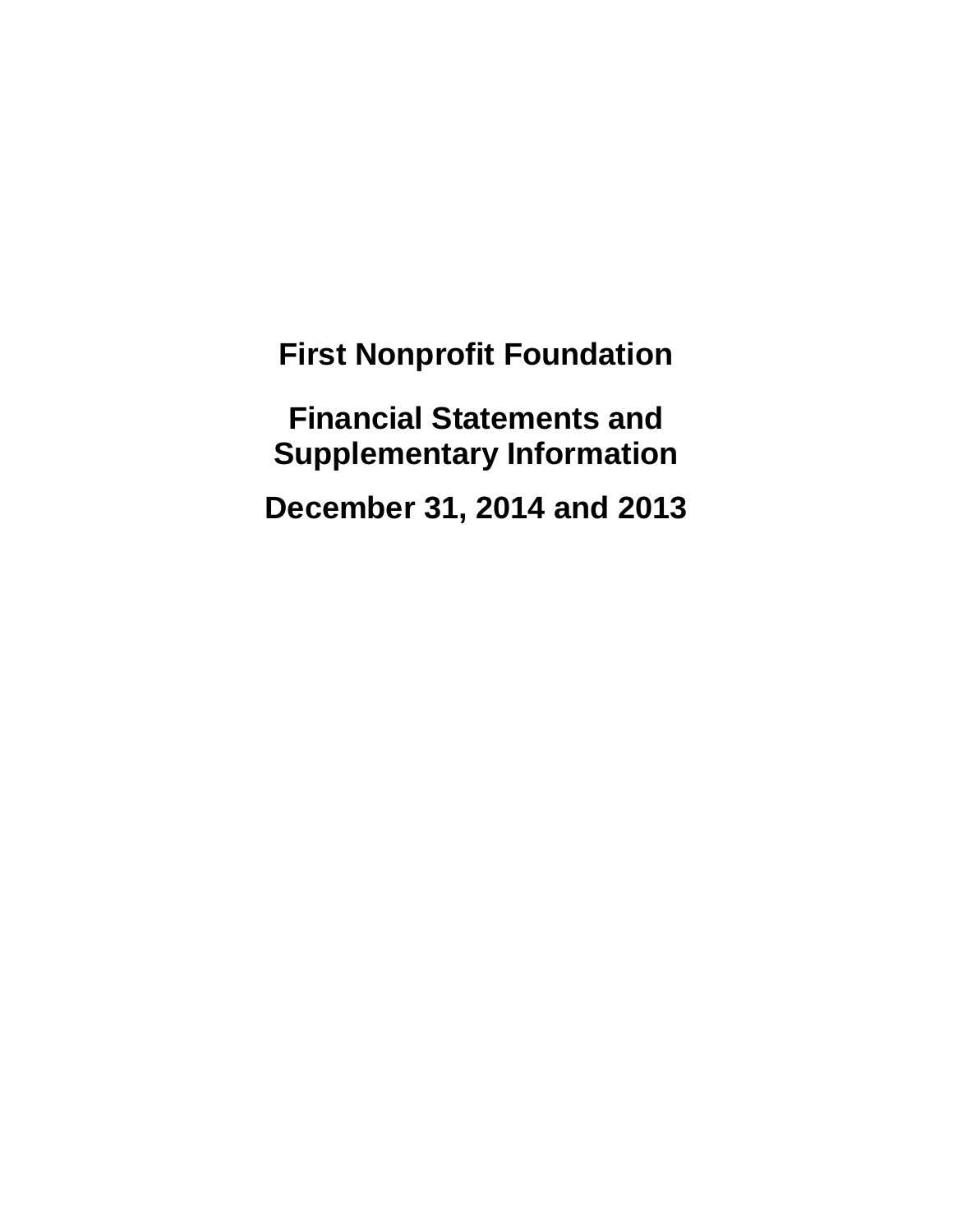# First Nonprofit Foundation

## Financial Statements and Supplementary Information

## December 31, 2014 and 2013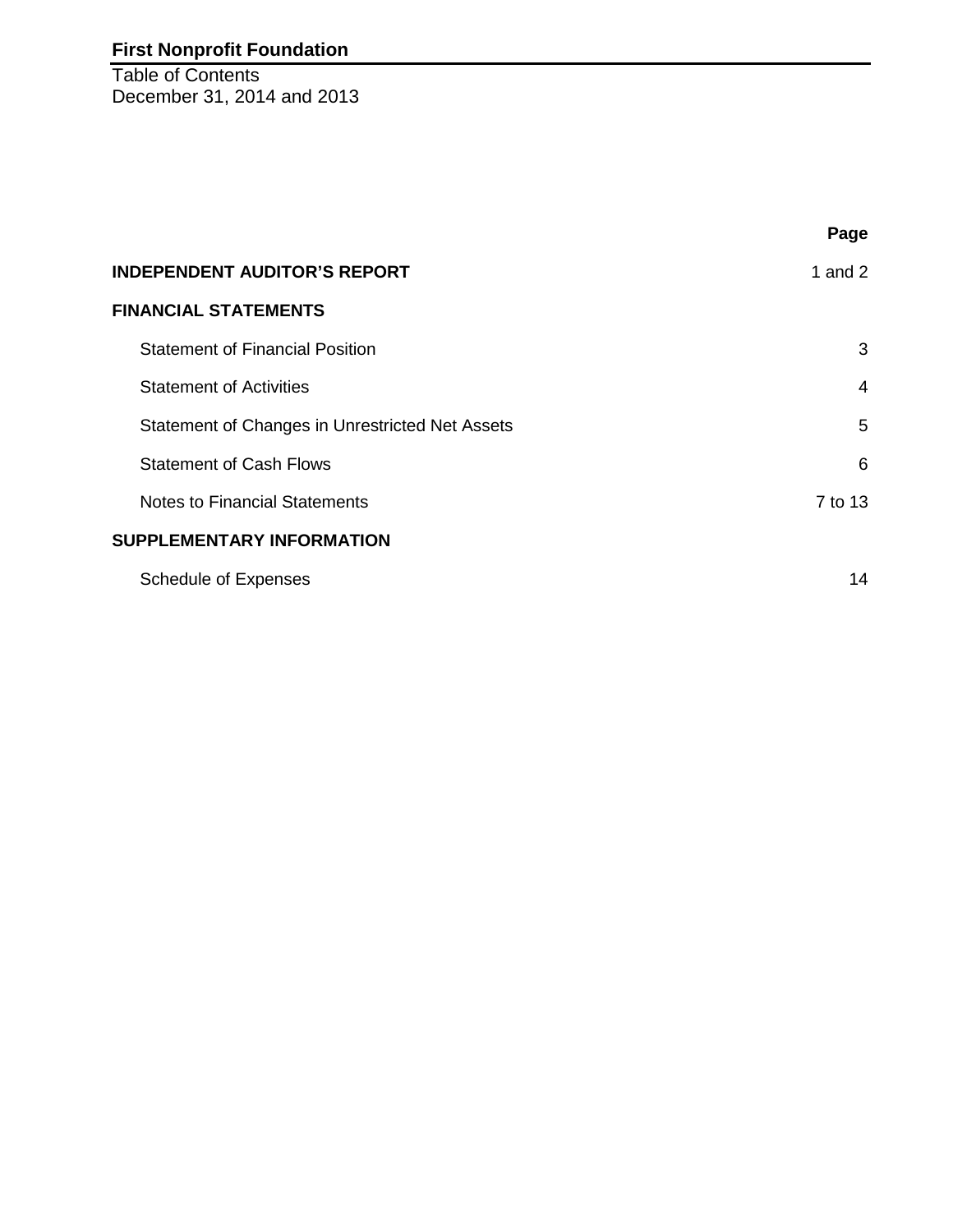**First Nonprofit Foundation**

Table of Contents
December 31, 2014 and 2013

| | Page |
|---|---|
| **INDEPENDENT AUDITOR'S REPORT** | 1 and 2 |
| **FINANCIAL STATEMENTS** | |
| Statement of Financial Position | 3 |
| Statement of Activities | 4 |
| Statement of Changes in Unrestricted Net Assets | 5 |
| Statement of Cash Flows | 6 |
| Notes to Financial Statements | 7 to 13 |
| **SUPPLEMENTARY INFORMATION** | |
| Schedule of Expenses | 14 |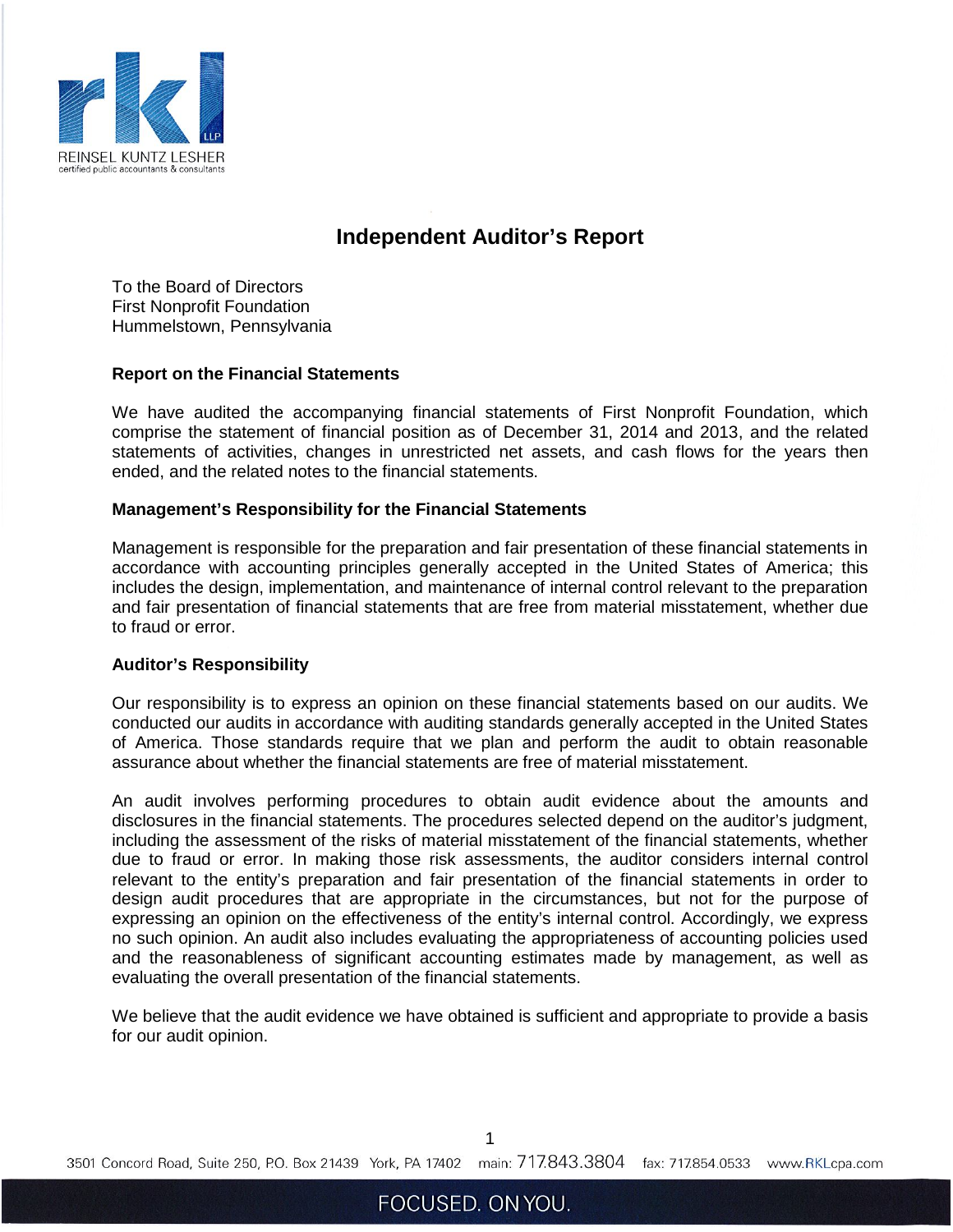REINSEL KUNTZ LESHER
certified public accountants & consultants

# Independent Auditor's Report

To the Board of Directors
First Nonprofit Foundation
Hummelstown, Pennsylvania

### Report on the Financial Statements

We have audited the accompanying financial statements of First Nonprofit Foundation, which comprise the statement of financial position as of December 31, 2014 and 2013, and the related statements of activities, changes in unrestricted net assets, and cash flows for the years then ended, and the related notes to the financial statements.

### Management's Responsibility for the Financial Statements

Management is responsible for the preparation and fair presentation of these financial statements in accordance with accounting principles generally accepted in the United States of America; this includes the design, implementation, and maintenance of internal control relevant to the preparation and fair presentation of financial statements that are free from material misstatement, whether due to fraud or error.

### Auditor's Responsibility

Our responsibility is to express an opinion on these financial statements based on our audits. We conducted our audits in accordance with auditing standards generally accepted in the United States of America. Those standards require that we plan and perform the audit to obtain reasonable assurance about whether the financial statements are free of material misstatement.

An audit involves performing procedures to obtain audit evidence about the amounts and disclosures in the financial statements. The procedures selected depend on the auditor's judgment, including the assessment of the risks of material misstatement of the financial statements, whether due to fraud or error. In making those risk assessments, the auditor considers internal control relevant to the entity's preparation and fair presentation of the financial statements in order to design audit procedures that are appropriate in the circumstances, but not for the purpose of expressing an opinion on the effectiveness of the entity's internal control. Accordingly, we express no such opinion. An audit also includes evaluating the appropriateness of accounting policies used and the reasonableness of significant accounting estimates made by management, as well as evaluating the overall presentation of the financial statements.

We believe that the audit evidence we have obtained is sufficient and appropriate to provide a basis for our audit opinion.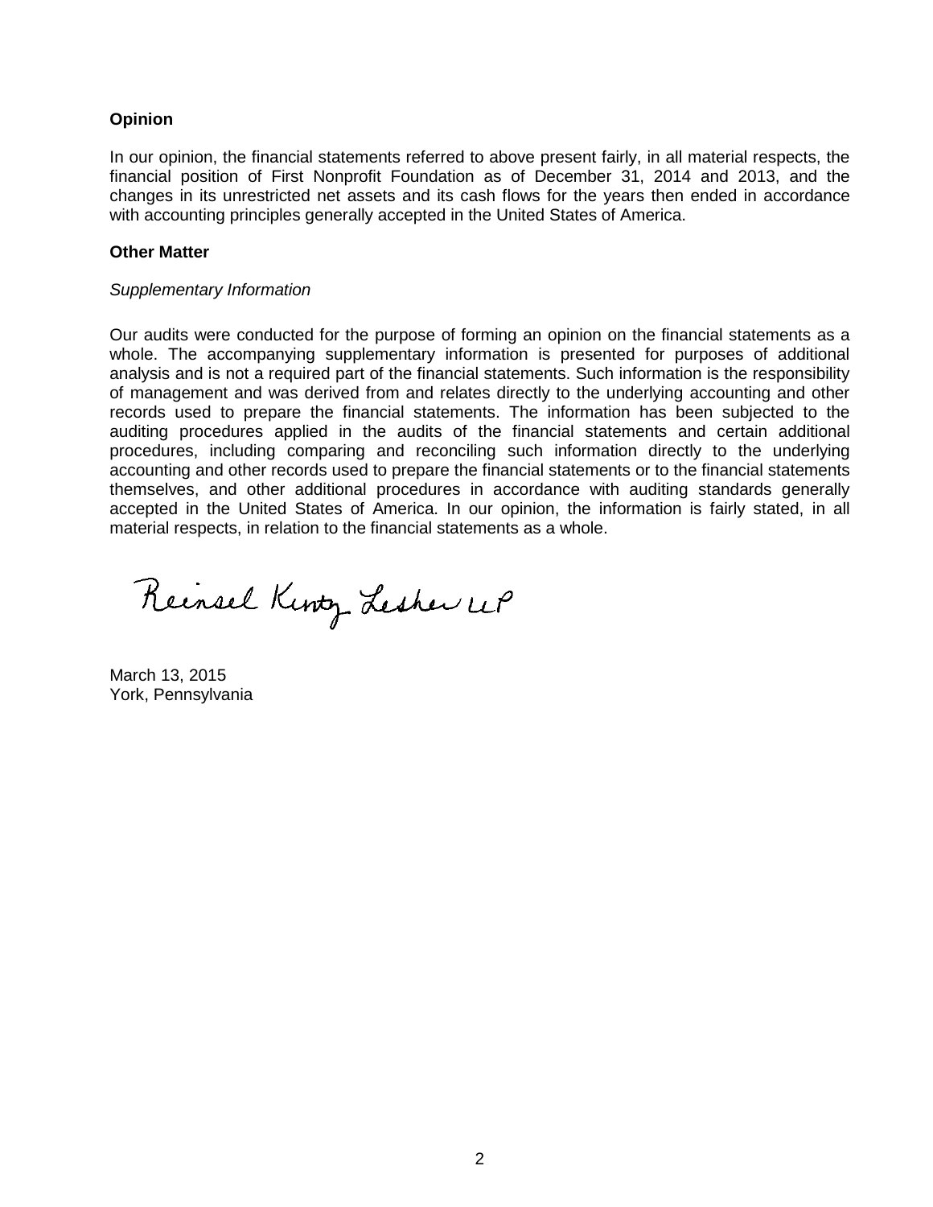**Opinion**

In our opinion, the financial statements referred to above present fairly, in all material respects, the financial position of First Nonprofit Foundation as of December 31, 2014 and 2013, and the changes in its unrestricted net assets and its cash flows for the years then ended in accordance with accounting principles generally accepted in the United States of America.

**Other Matter**

*Supplementary Information*

Our audits were conducted for the purpose of forming an opinion on the financial statements as a whole. The accompanying supplementary information is presented for purposes of additional analysis and is not a required part of the financial statements. Such information is the responsibility of management and was derived from and relates directly to the underlying accounting and other records used to prepare the financial statements. The information has been subjected to the auditing procedures applied in the audits of the financial statements and certain additional procedures, including comparing and reconciling such information directly to the underlying accounting and other records used to prepare the financial statements or to the financial statements themselves, and other additional procedures in accordance with auditing standards generally accepted in the United States of America. In our opinion, the information is fairly stated, in all material respects, in relation to the financial statements as a whole.

Reinsel Kuntz Lesher LLP

March 13, 2015
York, Pennsylvania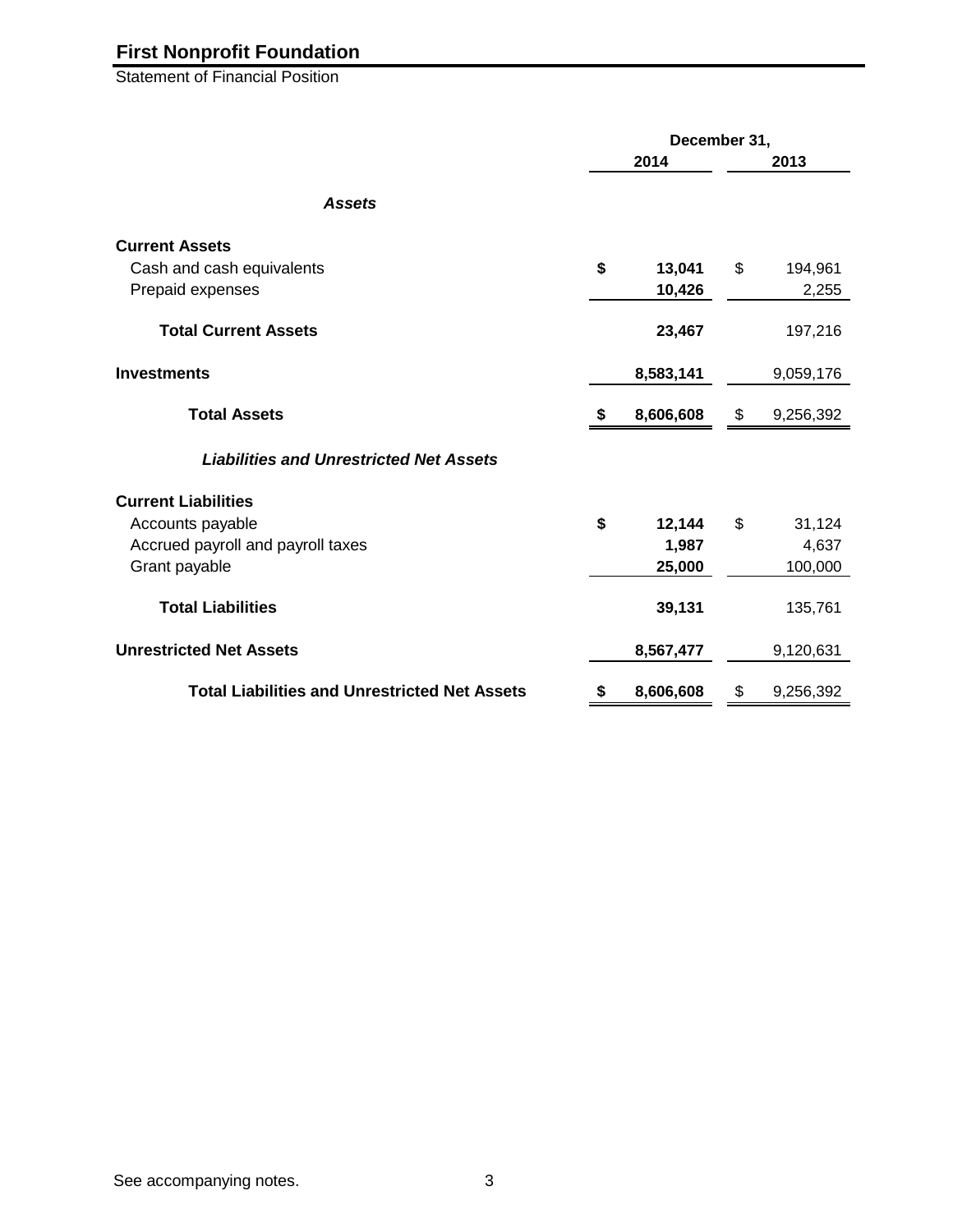# First Nonprofit Foundation

Statement of Financial Position

| | December 31, | |
|---|---|---|
| | **2014** | **2013** |
| ***Assets*** | | |
| **Current Assets** | | |
| Cash and cash equivalents | **$ 13,041** | $ 194,961 |
| Prepaid expenses | **10,426** | 2,255 |
| **Total Current Assets** | **23,467** | 197,216 |
| **Investments** | **8,583,141** | 9,059,176 |
| **Total Assets** | **$ 8,606,608** | $ 9,256,392 |
| ***Liabilities and Unrestricted Net Assets*** | | |
| **Current Liabilities** | | |
| Accounts payable | **$ 12,144** | $ 31,124 |
| Accrued payroll and payroll taxes | **1,987** | 4,637 |
| Grant payable | **25,000** | 100,000 |
| **Total Liabilities** | **39,131** | 135,761 |
| **Unrestricted Net Assets** | **8,567,477** | 9,120,631 |
| **Total Liabilities and Unrestricted Net Assets** | **$ 8,606,608** | $ 9,256,392 |

See accompanying notes.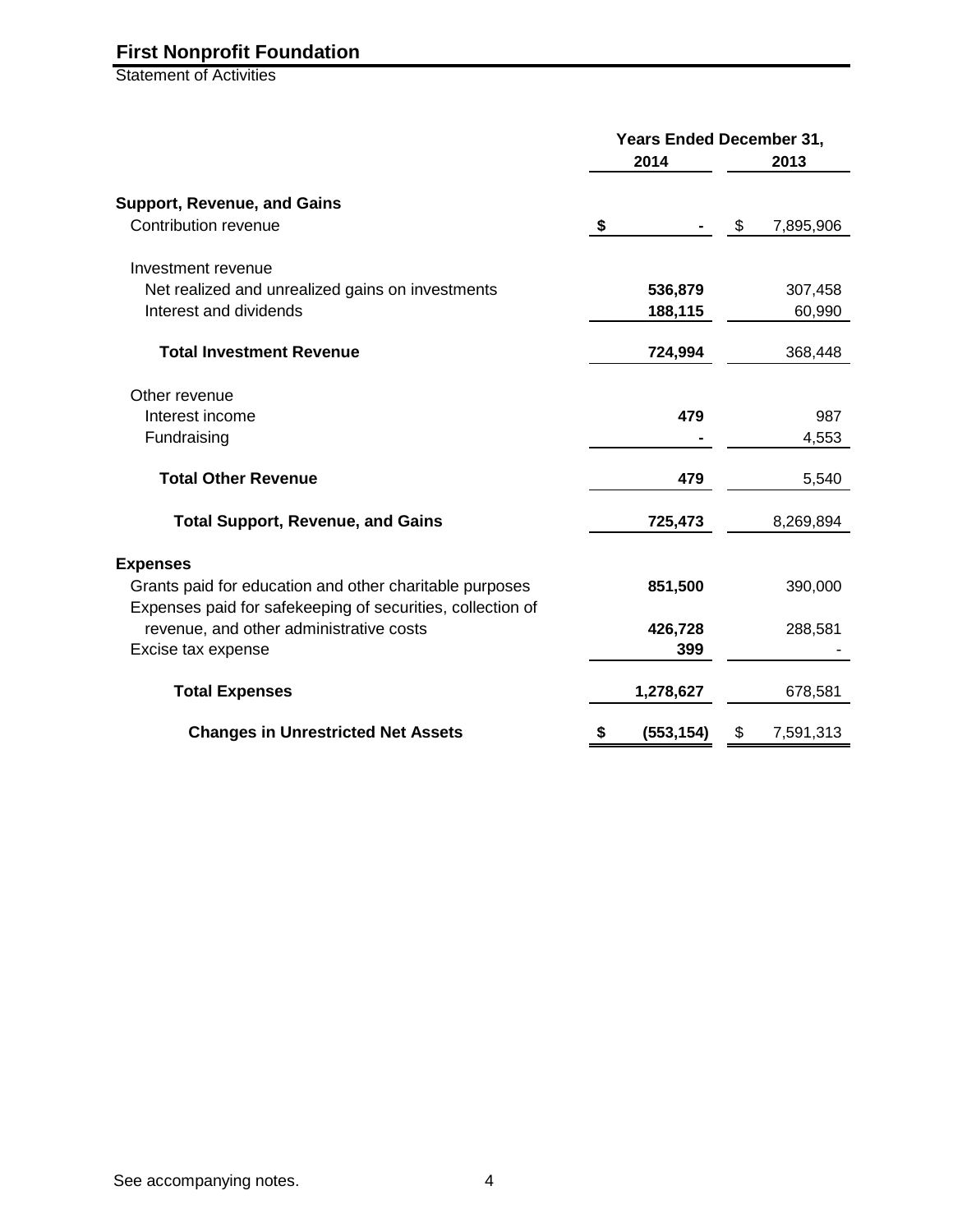# First Nonprofit Foundation

Statement of Activities

| | Years Ended December 31, | |
|---|---|---|
| | **2014** | **2013** |
| **Support, Revenue, and Gains** | | |
| Contribution revenue | **$ -** | $ 7,895,906 |
| Investment revenue | | |
| Net realized and unrealized gains on investments | **536,879** | 307,458 |
| Interest and dividends | **188,115** | 60,990 |
| **Total Investment Revenue** | **724,994** | 368,448 |
| Other revenue | | |
| Interest income | **479** | 987 |
| Fundraising | **-** | 4,553 |
| **Total Other Revenue** | **479** | 5,540 |
| **Total Support, Revenue, and Gains** | **725,473** | 8,269,894 |
| **Expenses** | | |
| Grants paid for education and other charitable purposes | **851,500** | 390,000 |
| Expenses paid for safekeeping of securities, collection of revenue, and other administrative costs | **426,728** | 288,581 |
| Excise tax expense | **399** | - |
| **Total Expenses** | **1,278,627** | 678,581 |
| **Changes in Unrestricted Net Assets** | **$ (553,154)** | $ 7,591,313 |

See accompanying notes.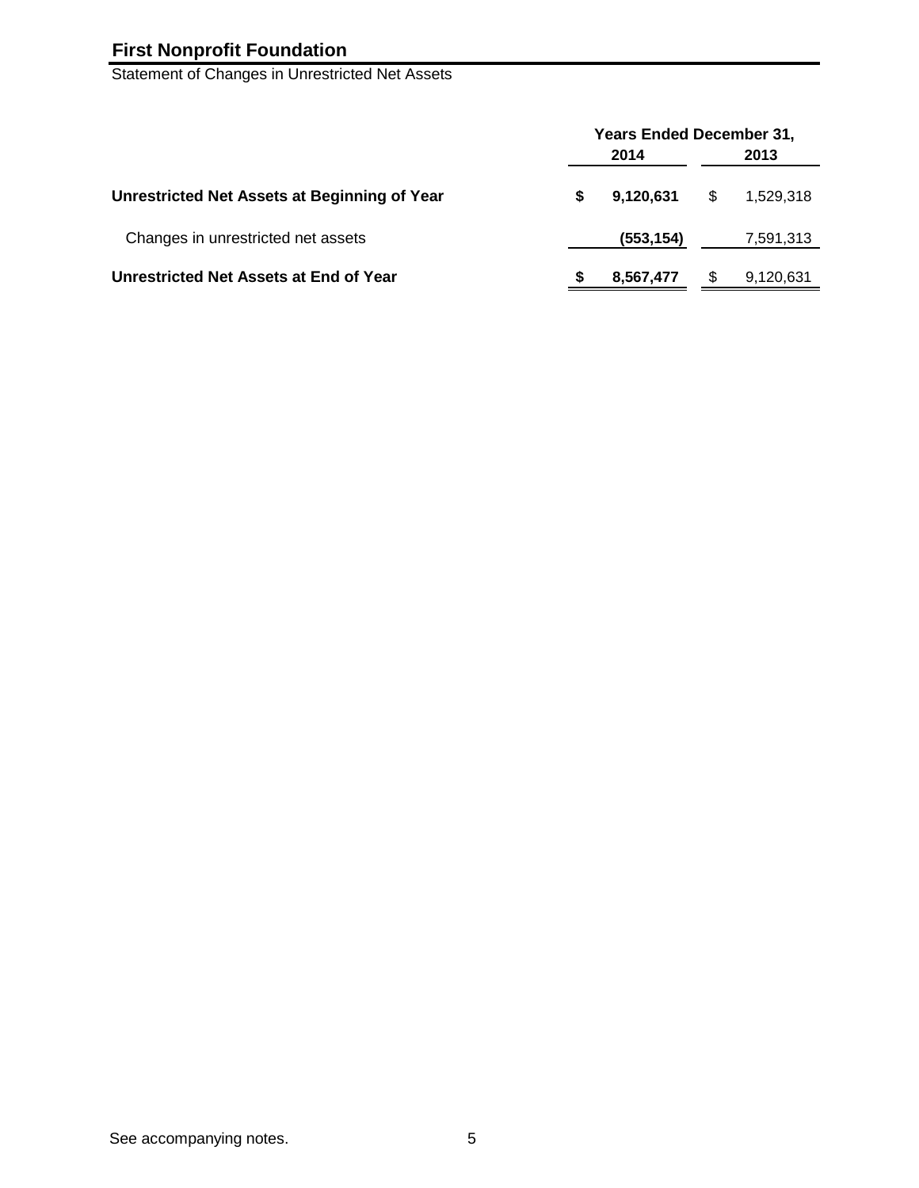# First Nonprofit Foundation

Statement of Changes in Unrestricted Net Assets

| | Years Ended December 31, | |
|---|---|---|
| | 2014 | 2013 |
| **Unrestricted Net Assets at Beginning of Year** | **$ 9,120,631** | $ 1,529,318 |
| Changes in unrestricted net assets | **(553,154)** | 7,591,313 |
| **Unrestricted Net Assets at End of Year** | **$ 8,567,477** | $ 9,120,631 |

See accompanying notes.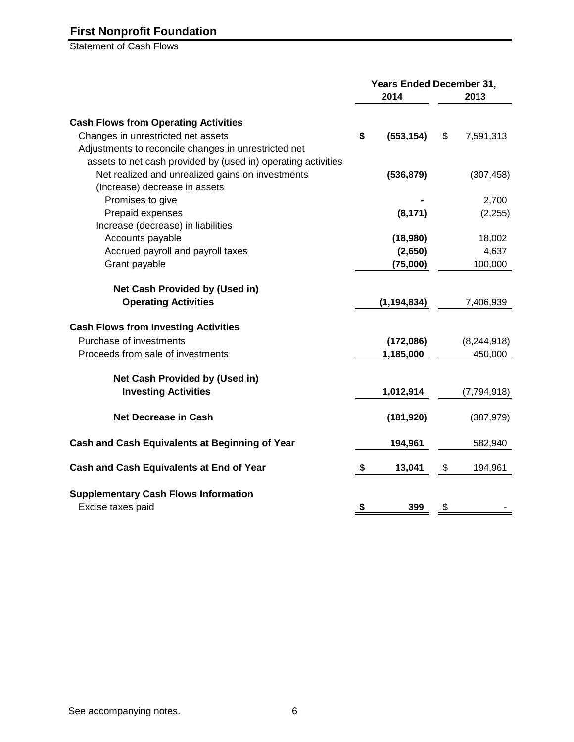# First Nonprofit Foundation

Statement of Cash Flows

| | Years Ended December 31, | |
|---|---|---|
| | **2014** | **2013** |
| **Cash Flows from Operating Activities** | | |
| Changes in unrestricted net assets | **$ (553,154)** | $ 7,591,313 |
| Adjustments to reconcile changes in unrestricted net assets to net cash provided by (used in) operating activities | | |
| Net realized and unrealized gains on investments | **(536,879)** | (307,458) |
| (Increase) decrease in assets | | |
| Promises to give | **-** | 2,700 |
| Prepaid expenses | **(8,171)** | (2,255) |
| Increase (decrease) in liabilities | | |
| Accounts payable | **(18,980)** | 18,002 |
| Accrued payroll and payroll taxes | **(2,650)** | 4,637 |
| Grant payable | **(75,000)** | 100,000 |
| **Net Cash Provided by (Used in) Operating Activities** | **(1,194,834)** | 7,406,939 |
| **Cash Flows from Investing Activities** | | |
| Purchase of investments | **(172,086)** | (8,244,918) |
| Proceeds from sale of investments | **1,185,000** | 450,000 |
| **Net Cash Provided by (Used in) Investing Activities** | **1,012,914** | (7,794,918) |
| **Net Decrease in Cash** | **(181,920)** | (387,979) |
| **Cash and Cash Equivalents at Beginning of Year** | **194,961** | 582,940 |
| **Cash and Cash Equivalents at End of Year** | **$ 13,041** | $ 194,961 |
| **Supplementary Cash Flows Information** | | |
| Excise taxes paid | **$ 399** | $ - |

See accompanying notes.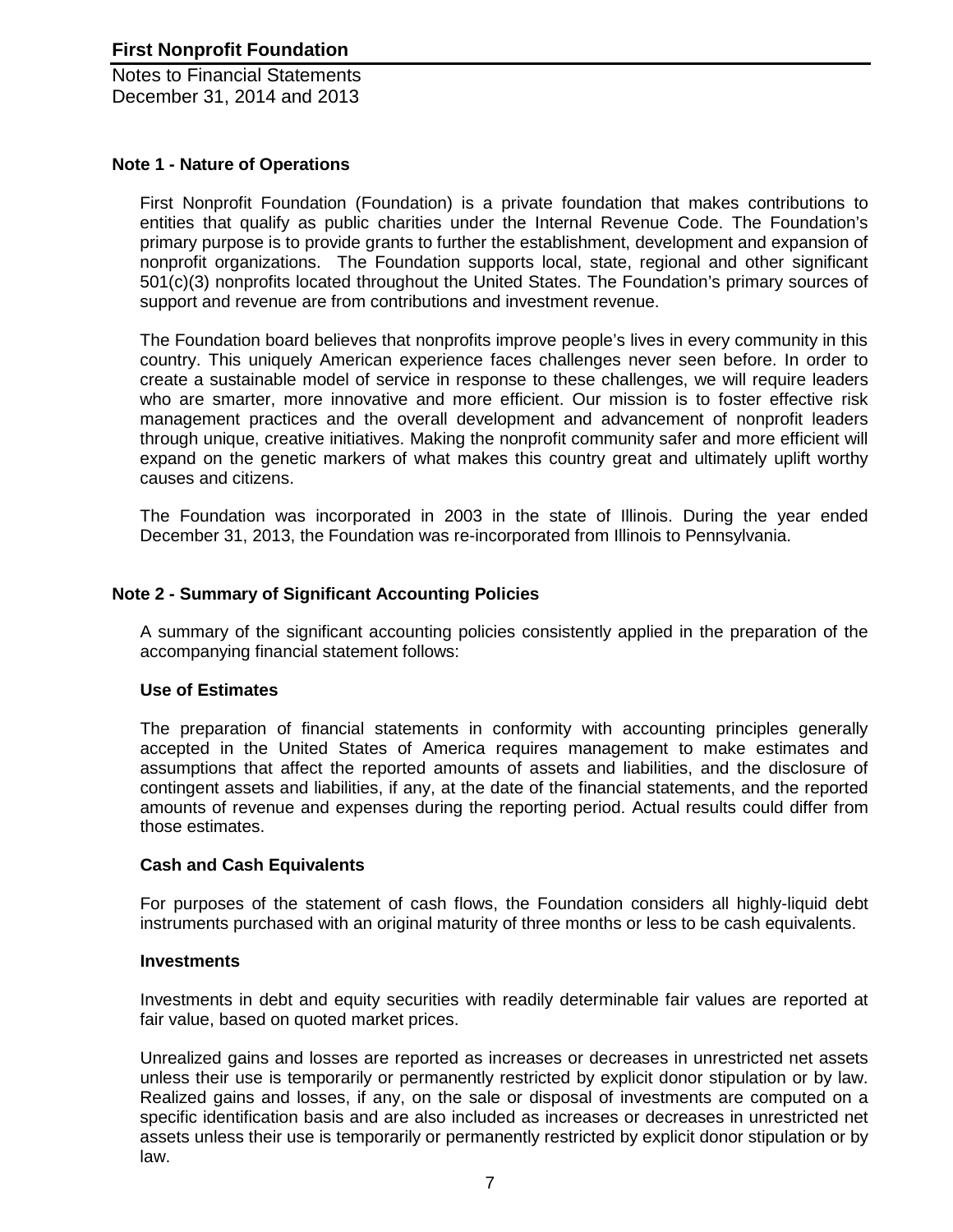# First Nonprofit Foundation

Notes to Financial Statements
December 31, 2014 and 2013

## Note 1 - Nature of Operations

First Nonprofit Foundation (Foundation) is a private foundation that makes contributions to entities that qualify as public charities under the Internal Revenue Code. The Foundation's primary purpose is to provide grants to further the establishment, development and expansion of nonprofit organizations. The Foundation supports local, state, regional and other significant 501(c)(3) nonprofits located throughout the United States. The Foundation's primary sources of support and revenue are from contributions and investment revenue.

The Foundation board believes that nonprofits improve people's lives in every community in this country. This uniquely American experience faces challenges never seen before. In order to create a sustainable model of service in response to these challenges, we will require leaders who are smarter, more innovative and more efficient. Our mission is to foster effective risk management practices and the overall development and advancement of nonprofit leaders through unique, creative initiatives. Making the nonprofit community safer and more efficient will expand on the genetic markers of what makes this country great and ultimately uplift worthy causes and citizens.

The Foundation was incorporated in 2003 in the state of Illinois. During the year ended December 31, 2013, the Foundation was re-incorporated from Illinois to Pennsylvania.

## Note 2 - Summary of Significant Accounting Policies

A summary of the significant accounting policies consistently applied in the preparation of the accompanying financial statement follows:

### Use of Estimates

The preparation of financial statements in conformity with accounting principles generally accepted in the United States of America requires management to make estimates and assumptions that affect the reported amounts of assets and liabilities, and the disclosure of contingent assets and liabilities, if any, at the date of the financial statements, and the reported amounts of revenue and expenses during the reporting period. Actual results could differ from those estimates.

### Cash and Cash Equivalents

For purposes of the statement of cash flows, the Foundation considers all highly-liquid debt instruments purchased with an original maturity of three months or less to be cash equivalents.

### Investments

Investments in debt and equity securities with readily determinable fair values are reported at fair value, based on quoted market prices.

Unrealized gains and losses are reported as increases or decreases in unrestricted net assets unless their use is temporarily or permanently restricted by explicit donor stipulation or by law. Realized gains and losses, if any, on the sale or disposal of investments are computed on a specific identification basis and are also included as increases or decreases in unrestricted net assets unless their use is temporarily or permanently restricted by explicit donor stipulation or by law.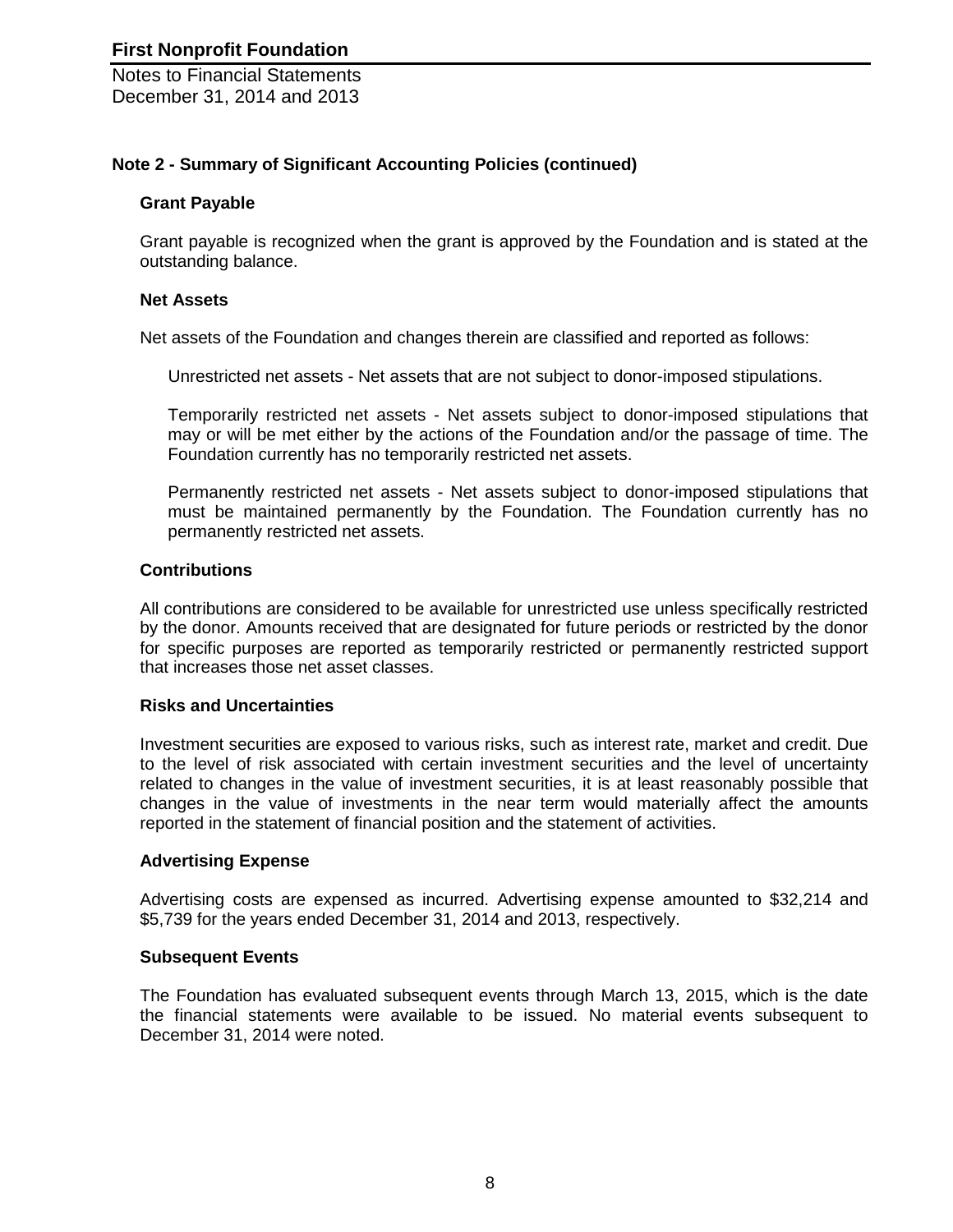# First Nonprofit Foundation

Notes to Financial Statements
December 31, 2014 and 2013

## Note 2 - Summary of Significant Accounting Policies (continued)

### Grant Payable

Grant payable is recognized when the grant is approved by the Foundation and is stated at the outstanding balance.

### Net Assets

Net assets of the Foundation and changes therein are classified and reported as follows:

Unrestricted net assets - Net assets that are not subject to donor-imposed stipulations.

Temporarily restricted net assets - Net assets subject to donor-imposed stipulations that may or will be met either by the actions of the Foundation and/or the passage of time. The Foundation currently has no temporarily restricted net assets.

Permanently restricted net assets - Net assets subject to donor-imposed stipulations that must be maintained permanently by the Foundation. The Foundation currently has no permanently restricted net assets.

### Contributions

All contributions are considered to be available for unrestricted use unless specifically restricted by the donor. Amounts received that are designated for future periods or restricted by the donor for specific purposes are reported as temporarily restricted or permanently restricted support that increases those net asset classes.

### Risks and Uncertainties

Investment securities are exposed to various risks, such as interest rate, market and credit. Due to the level of risk associated with certain investment securities and the level of uncertainty related to changes in the value of investment securities, it is at least reasonably possible that changes in the value of investments in the near term would materially affect the amounts reported in the statement of financial position and the statement of activities.

### Advertising Expense

Advertising costs are expensed as incurred. Advertising expense amounted to $32,214 and $5,739 for the years ended December 31, 2014 and 2013, respectively.

### Subsequent Events

The Foundation has evaluated subsequent events through March 13, 2015, which is the date the financial statements were available to be issued. No material events subsequent to December 31, 2014 were noted.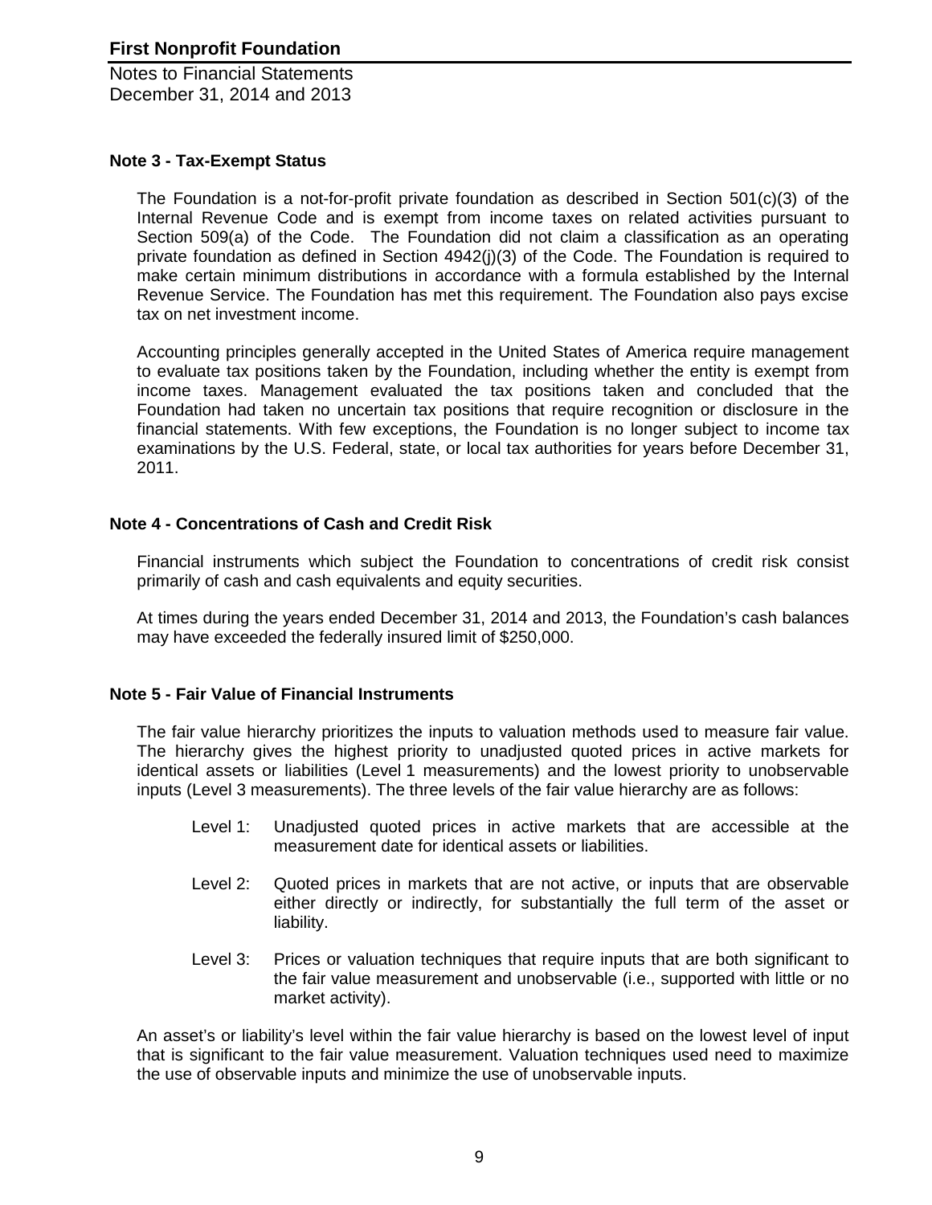## Note 3 - Tax-Exempt Status

The Foundation is a not-for-profit private foundation as described in Section 501(c)(3) of the Internal Revenue Code and is exempt from income taxes on related activities pursuant to Section 509(a) of the Code. The Foundation did not claim a classification as an operating private foundation as defined in Section 4942(j)(3) of the Code. The Foundation is required to make certain minimum distributions in accordance with a formula established by the Internal Revenue Service. The Foundation has met this requirement. The Foundation also pays excise tax on net investment income.

Accounting principles generally accepted in the United States of America require management to evaluate tax positions taken by the Foundation, including whether the entity is exempt from income taxes. Management evaluated the tax positions taken and concluded that the Foundation had taken no uncertain tax positions that require recognition or disclosure in the financial statements. With few exceptions, the Foundation is no longer subject to income tax examinations by the U.S. Federal, state, or local tax authorities for years before December 31, 2011.

## Note 4 - Concentrations of Cash and Credit Risk

Financial instruments which subject the Foundation to concentrations of credit risk consist primarily of cash and cash equivalents and equity securities.

At times during the years ended December 31, 2014 and 2013, the Foundation's cash balances may have exceeded the federally insured limit of $250,000.

## Note 5 - Fair Value of Financial Instruments

The fair value hierarchy prioritizes the inputs to valuation methods used to measure fair value. The hierarchy gives the highest priority to unadjusted quoted prices in active markets for identical assets or liabilities (Level 1 measurements) and the lowest priority to unobservable inputs (Level 3 measurements). The three levels of the fair value hierarchy are as follows:

- Level 1: Unadjusted quoted prices in active markets that are accessible at the measurement date for identical assets or liabilities.
- Level 2: Quoted prices in markets that are not active, or inputs that are observable either directly or indirectly, for substantially the full term of the asset or liability.
- Level 3: Prices or valuation techniques that require inputs that are both significant to the fair value measurement and unobservable (i.e., supported with little or no market activity).

An asset's or liability's level within the fair value hierarchy is based on the lowest level of input that is significant to the fair value measurement. Valuation techniques used need to maximize the use of observable inputs and minimize the use of unobservable inputs.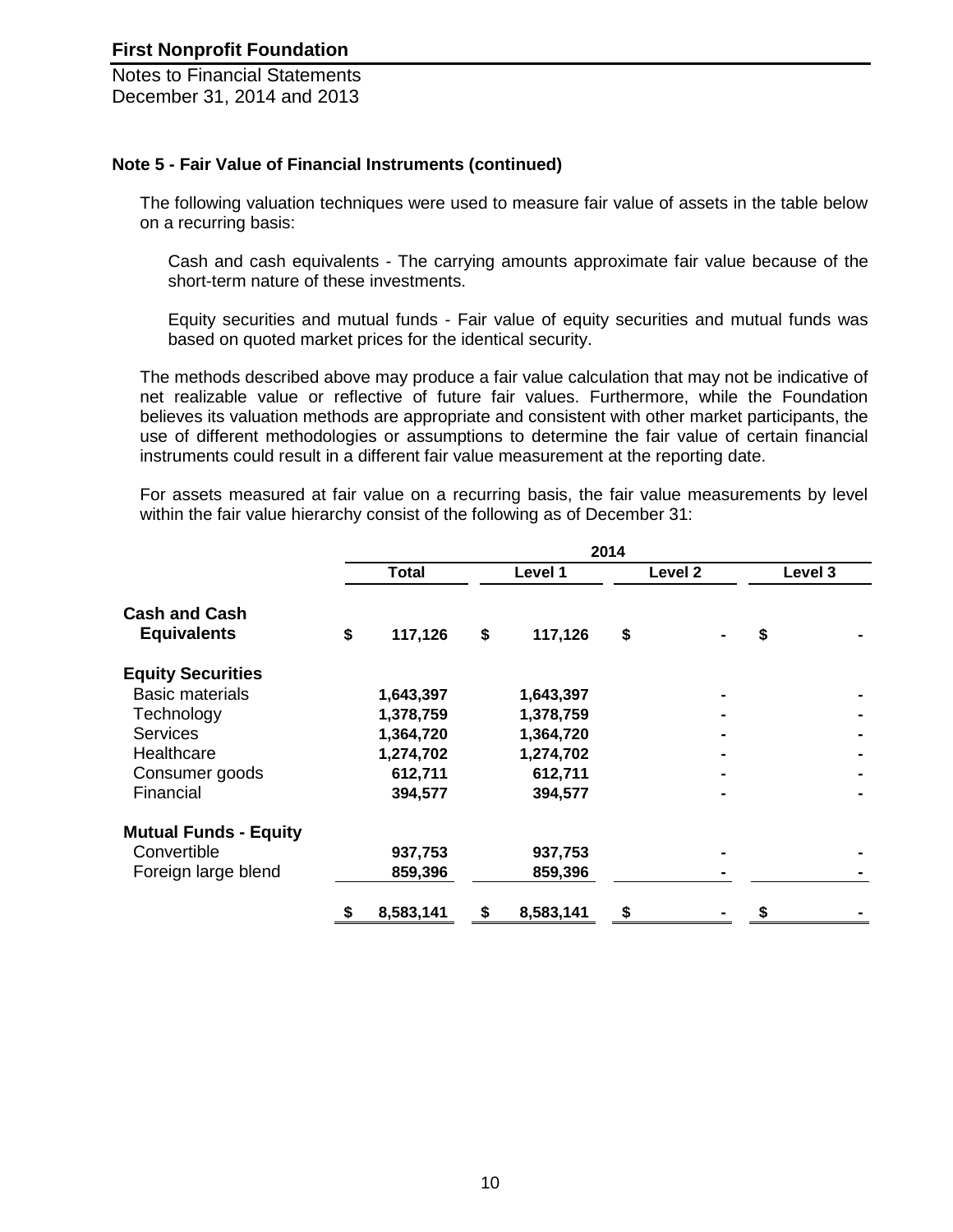## First Nonprofit Foundation

Notes to Financial Statements
December 31, 2014 and 2013

### Note 5 - Fair Value of Financial Instruments (continued)

The following valuation techniques were used to measure fair value of assets in the table below on a recurring basis:

Cash and cash equivalents - The carrying amounts approximate fair value because of the short-term nature of these investments.

Equity securities and mutual funds - Fair value of equity securities and mutual funds was based on quoted market prices for the identical security.

The methods described above may produce a fair value calculation that may not be indicative of net realizable value or reflective of future fair values. Furthermore, while the Foundation believes its valuation methods are appropriate and consistent with other market participants, the use of different methodologies or assumptions to determine the fair value of certain financial instruments could result in a different fair value measurement at the reporting date.

For assets measured at fair value on a recurring basis, the fair value measurements by level within the fair value hierarchy consist of the following as of December 31:

| | 2014 | | | |
|---|---|---|---|---|
| | Total | Level 1 | Level 2 | Level 3 |
| **Cash and Cash Equivalents** | $ 117,126 | $ 117,126 | $ - | $ - |
| **Equity Securities** | | | | |
| Basic materials | 1,643,397 | 1,643,397 | - | - |
| Technology | 1,378,759 | 1,378,759 | - | - |
| Services | 1,364,720 | 1,364,720 | - | - |
| Healthcare | 1,274,702 | 1,274,702 | - | - |
| Consumer goods | 612,711 | 612,711 | - | - |
| Financial | 394,577 | 394,577 | - | - |
| **Mutual Funds - Equity** | | | | |
| Convertible | 937,753 | 937,753 | - | - |
| Foreign large blend | 859,396 | 859,396 | - | - |
| | $ 8,583,141 | $ 8,583,141 | $ - | $ - |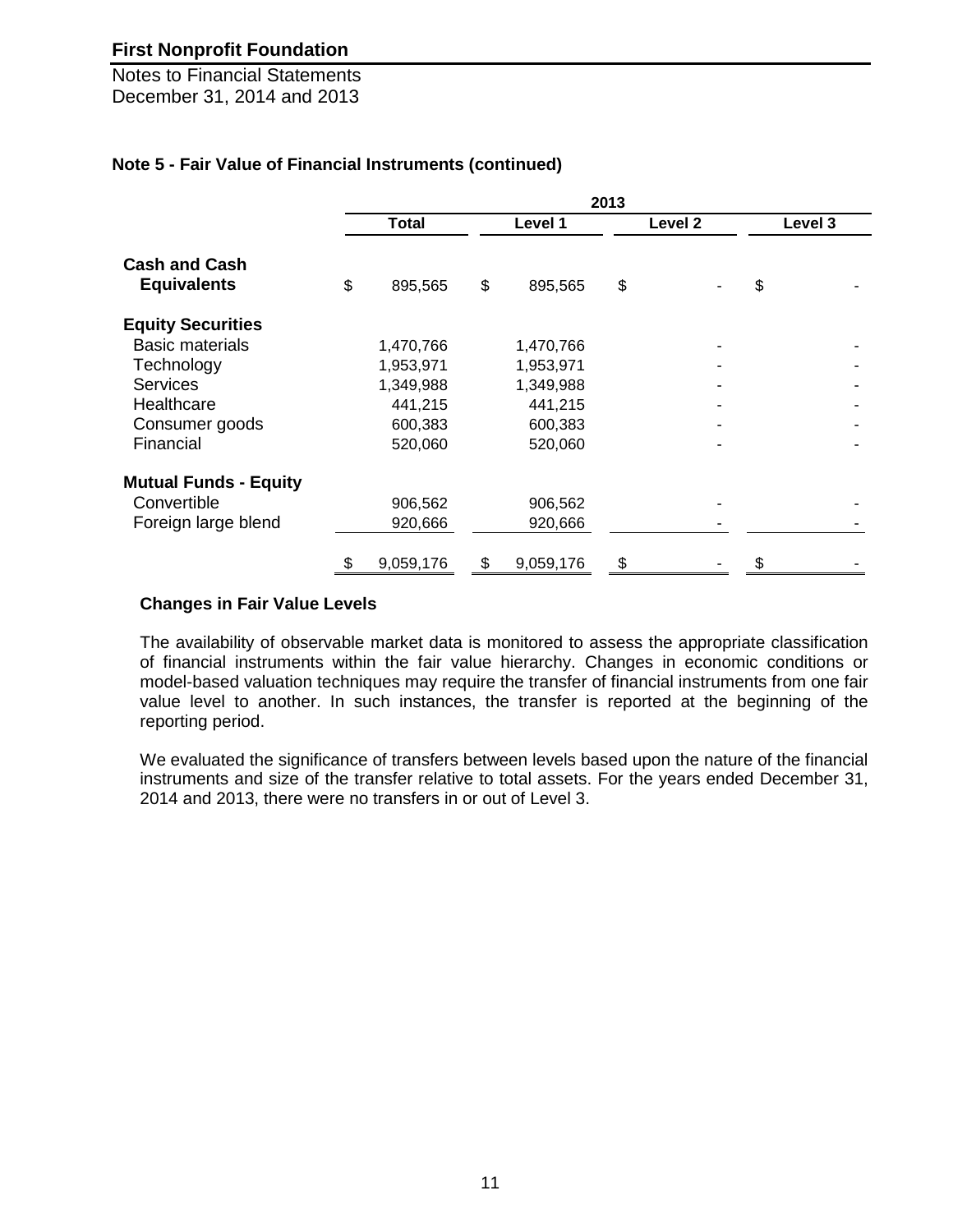# First Nonprofit Foundation

Notes to Financial Statements
December 31, 2014 and 2013

## Note 5 - Fair Value of Financial Instruments (continued)

| | 2013 | | | |
|---|---|---|---|---|
| | Total | Level 1 | Level 2 | Level 3 |
| **Cash and Cash Equivalents** | $ 895,565 | $ 895,565 | $ - | $ - |
| **Equity Securities** | | | | |
| Basic materials | 1,470,766 | 1,470,766 | - | - |
| Technology | 1,953,971 | 1,953,971 | - | - |
| Services | 1,349,988 | 1,349,988 | - | - |
| Healthcare | 441,215 | 441,215 | - | - |
| Consumer goods | 600,383 | 600,383 | - | - |
| Financial | 520,060 | 520,060 | - | - |
| **Mutual Funds - Equity** | | | | |
| Convertible | 906,562 | 906,562 | - | - |
| Foreign large blend | 920,666 | 920,666 | - | - |
| | $ 9,059,176 | $ 9,059,176 | $ - | $ - |

### Changes in Fair Value Levels

The availability of observable market data is monitored to assess the appropriate classification of financial instruments within the fair value hierarchy. Changes in economic conditions or model-based valuation techniques may require the transfer of financial instruments from one fair value level to another. In such instances, the transfer is reported at the beginning of the reporting period.

We evaluated the significance of transfers between levels based upon the nature of the financial instruments and size of the transfer relative to total assets. For the years ended December 31, 2014 and 2013, there were no transfers in or out of Level 3.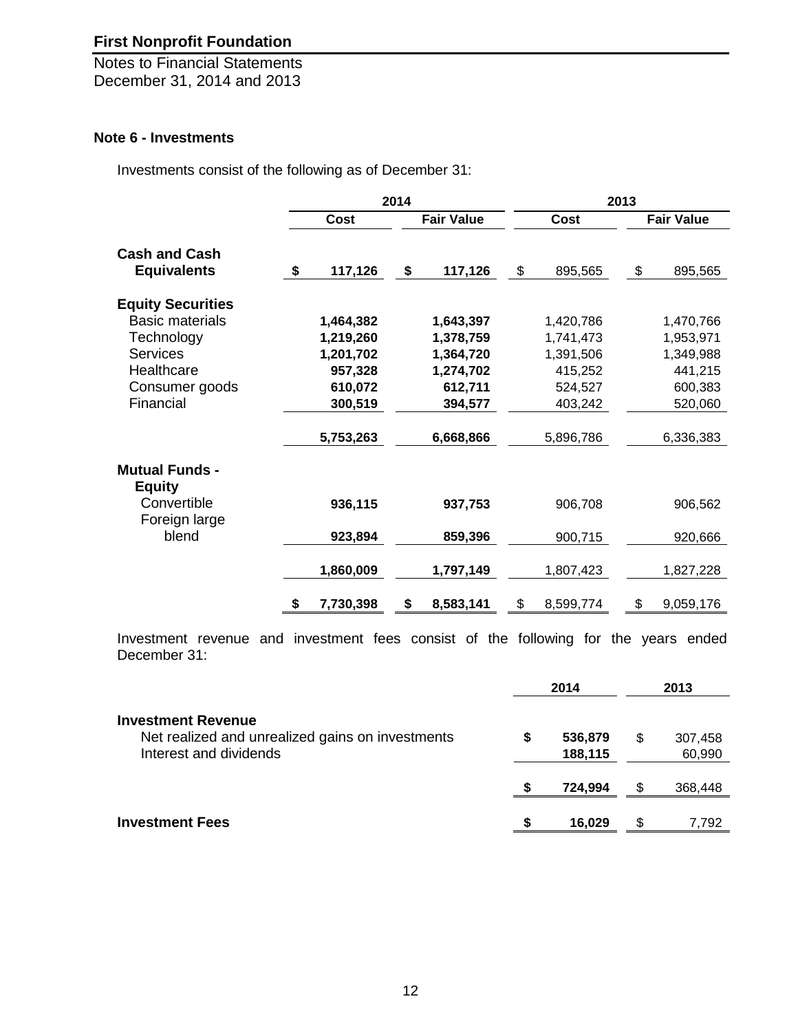**First Nonprofit Foundation**

Notes to Financial Statements
December 31, 2014 and 2013

### Note 6 - Investments

Investments consist of the following as of December 31:

| | 2014 | | 2013 | |
|---|---|---|---|---|
| | **Cost** | **Fair Value** | **Cost** | **Fair Value** |
| **Cash and Cash Equivalents** | **$ 117,126** | **$ 117,126** | $ 895,565 | $ 895,565 |
| **Equity Securities** | | | | |
| Basic materials | **1,464,382** | **1,643,397** | 1,420,786 | 1,470,766 |
| Technology | **1,219,260** | **1,378,759** | 1,741,473 | 1,953,971 |
| Services | **1,201,702** | **1,364,720** | 1,391,506 | 1,349,988 |
| Healthcare | **957,328** | **1,274,702** | 415,252 | 441,215 |
| Consumer goods | **610,072** | **612,711** | 524,527 | 600,383 |
| Financial | **300,519** | **394,577** | 403,242 | 520,060 |
| | **5,753,263** | **6,668,866** | 5,896,786 | 6,336,383 |
| **Mutual Funds - Equity** | | | | |
| Convertible | **936,115** | **937,753** | 906,708 | 906,562 |
| Foreign large blend | **923,894** | **859,396** | 900,715 | 920,666 |
| | **1,860,009** | **1,797,149** | 1,807,423 | 1,827,228 |
| | **$ 7,730,398** | **$ 8,583,141** | $ 8,599,774 | $ 9,059,176 |

Investment revenue and investment fees consist of the following for the years ended December 31:

| | 2014 | 2013 |
|---|---|---|
| **Investment Revenue** | | |
| Net realized and unrealized gains on investments | **$ 536,879** | $ 307,458 |
| Interest and dividends | **188,115** | 60,990 |
| | **$ 724,994** | $ 368,448 |
| **Investment Fees** | **$ 16,029** | $ 7,792 |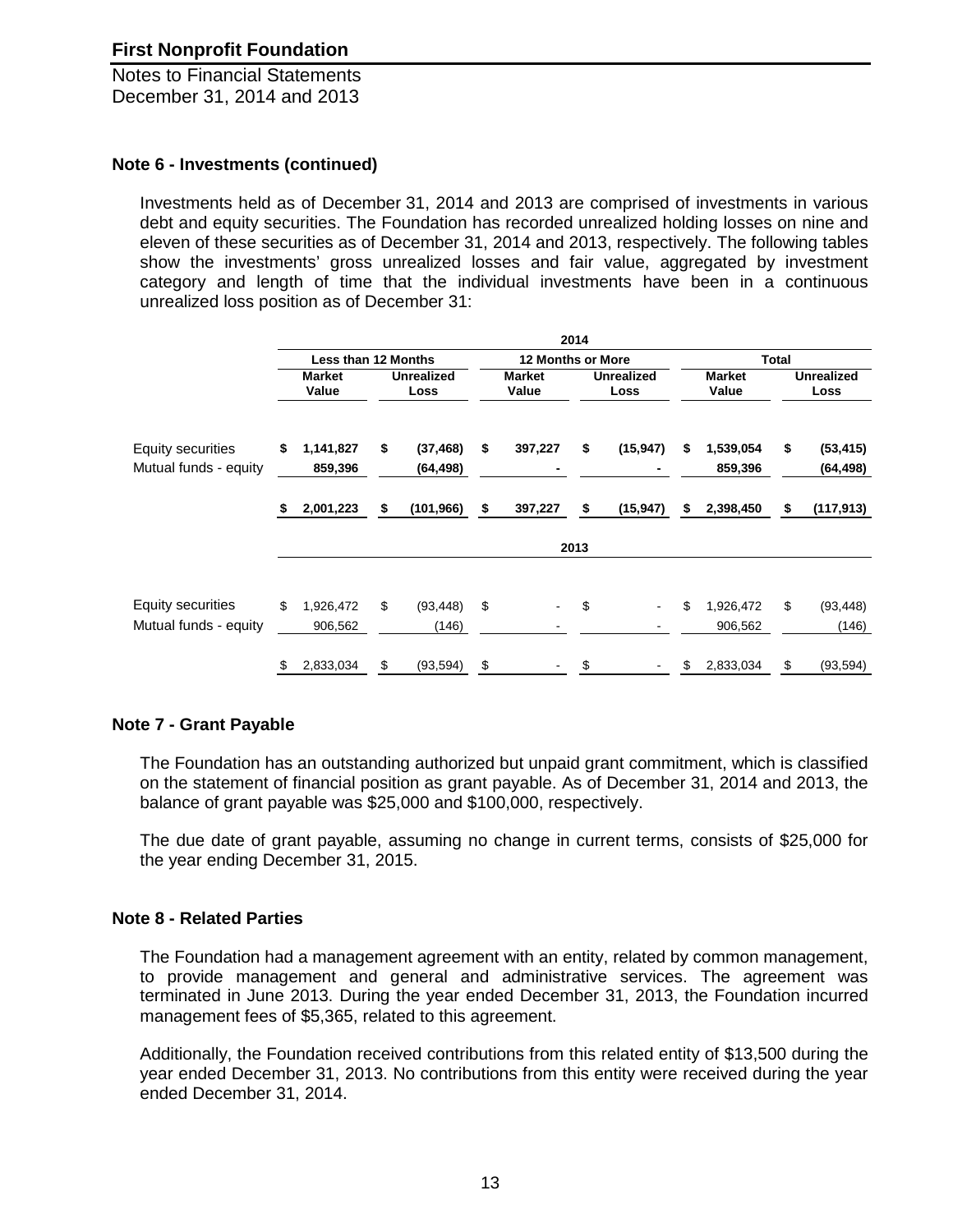## Note 6 - Investments (continued)

Investments held as of December 31, 2014 and 2013 are comprised of investments in various debt and equity securities. The Foundation has recorded unrealized holding losses on nine and eleven of these securities as of December 31, 2014 and 2013, respectively. The following tables show the investments' gross unrealized losses and fair value, aggregated by investment category and length of time that the individual investments have been in a continuous unrealized loss position as of December 31:

| | 2014 | | | | | |
|---|---|---|---|---|---|---|
| | Less than 12 Months | | 12 Months or More | | Total | |
| | Market Value | Unrealized Loss | Market Value | Unrealized Loss | Market Value | Unrealized Loss |
| Equity securities | $ 1,141,827 | $ (37,468) | $ 397,227 | $ (15,947) | $ 1,539,054 | $ (53,415) |
| Mutual funds - equity | 859,396 | (64,498) | - | - | 859,396 | (64,498) |
| | $ 2,001,223 | $ (101,966) | $ 397,227 | $ (15,947) | $ 2,398,450 | $ (117,913) |
| | 2013 | | | | | |
| Equity securities | $ 1,926,472 | $ (93,448) | $ - | $ - | $ 1,926,472 | $ (93,448) |
| Mutual funds - equity | 906,562 | (146) | - | - | 906,562 | (146) |
| | $ 2,833,034 | $ (93,594) | $ - | $ - | $ 2,833,034 | $ (93,594) |

## Note 7 - Grant Payable

The Foundation has an outstanding authorized but unpaid grant commitment, which is classified on the statement of financial position as grant payable. As of December 31, 2014 and 2013, the balance of grant payable was $25,000 and $100,000, respectively.

The due date of grant payable, assuming no change in current terms, consists of $25,000 for the year ending December 31, 2015.

## Note 8 - Related Parties

The Foundation had a management agreement with an entity, related by common management, to provide management and general and administrative services. The agreement was terminated in June 2013. During the year ended December 31, 2013, the Foundation incurred management fees of $5,365, related to this agreement.

Additionally, the Foundation received contributions from this related entity of $13,500 during the year ended December 31, 2013. No contributions from this entity were received during the year ended December 31, 2014.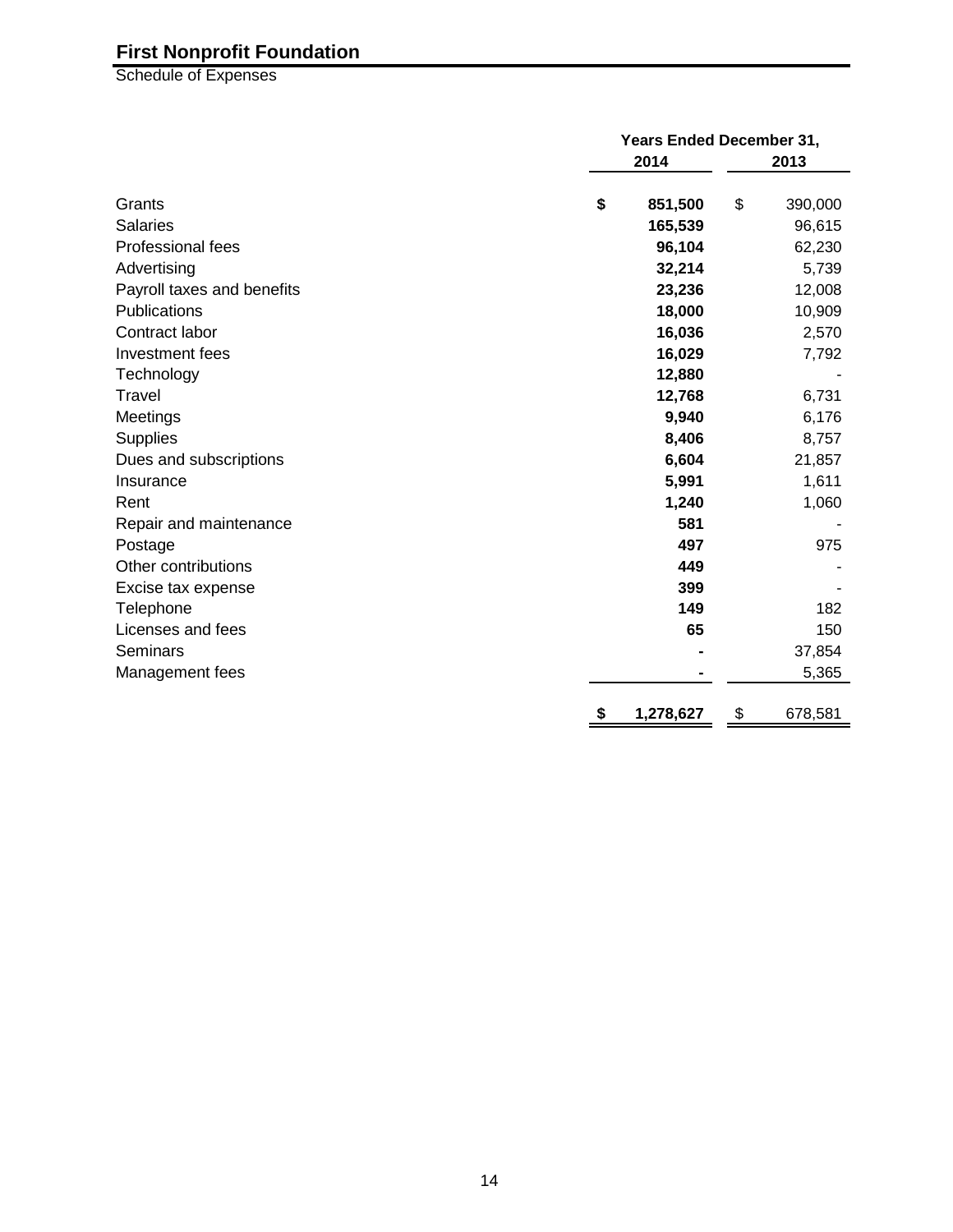# First Nonprofit Foundation

Schedule of Expenses

| | Years Ended December 31, | |
|---|---|---|
| | **2014** | **2013** |
| Grants | **$ 851,500** | $ 390,000 |
| Salaries | **165,539** | 96,615 |
| Professional fees | **96,104** | 62,230 |
| Advertising | **32,214** | 5,739 |
| Payroll taxes and benefits | **23,236** | 12,008 |
| Publications | **18,000** | 10,909 |
| Contract labor | **16,036** | 2,570 |
| Investment fees | **16,029** | 7,792 |
| Technology | **12,880** | - |
| Travel | **12,768** | 6,731 |
| Meetings | **9,940** | 6,176 |
| Supplies | **8,406** | 8,757 |
| Dues and subscriptions | **6,604** | 21,857 |
| Insurance | **5,991** | 1,611 |
| Rent | **1,240** | 1,060 |
| Repair and maintenance | **581** | - |
| Postage | **497** | 975 |
| Other contributions | **449** | - |
| Excise tax expense | **399** | - |
| Telephone | **149** | 182 |
| Licenses and fees | **65** | 150 |
| Seminars | **-** | 37,854 |
| Management fees | **-** | 5,365 |
| | **$ 1,278,627** | $ 678,581 |